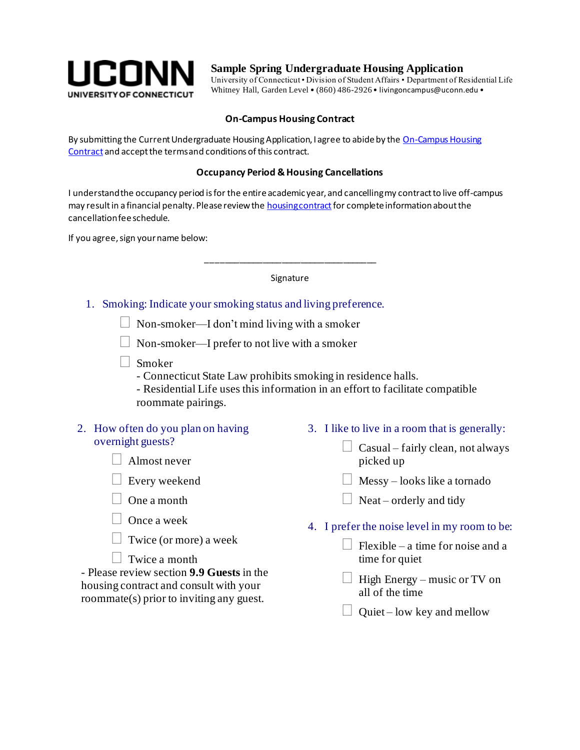**UCONN**
UNIVERSITY OF CONNECTICUT

# Sample Spring Undergraduate Housing Application

University of Connecticut • Division of Student Affairs • Department of Residential Life
Whitney Hall, Garden Level • (860) 486-2926 • livingoncampus@uconn.edu •

### On-Campus Housing Contract

By submitting the Current Undergraduate Housing Application, I agree to abide by the On-Campus Housing Contract and accept the terms and conditions of this contract.

### Occupancy Period & Housing Cancellations

I understand the occupancy period is for the entire academic year, and cancelling my contract to live off-campus may result in a financial penalty. Please review the housing contract for complete information about the cancellation fee schedule.

If you agree, sign your name below:

\_\_\_\_\_\_\_\_\_\_\_\_\_\_\_\_\_\_\_\_\_\_\_\_\_\_\_\_\_\_\_\_\_\_\_\_

Signature

1. Smoking: Indicate your smoking status and living preference.
   - ☐ Non-smoker—I don't mind living with a smoker
   - ☐ Non-smoker—I prefer to not live with a smoker
   - ☐ Smoker
     - Connecticut State Law prohibits smoking in residence halls.
     - Residential Life uses this information in an effort to facilitate compatible roommate pairings.

2. How often do you plan on having overnight guests?
   - ☐ Almost never
   - ☐ Every weekend
   - ☐ One a month
   - ☐ Once a week
   - ☐ Twice (or more) a week
   - ☐ Twice a month

   - Please review section **9.9 Guests** in the housing contract and consult with your roommate(s) prior to inviting any guest.

3. I like to live in a room that is generally:
   - ☐ Casual – fairly clean, not always picked up
   - ☐ Messy – looks like a tornado
   - ☐ Neat – orderly and tidy

4. I prefer the noise level in my room to be:
   - ☐ Flexible – a time for noise and a time for quiet
   - ☐ High Energy – music or TV on all of the time
   - ☐ Quiet – low key and mellow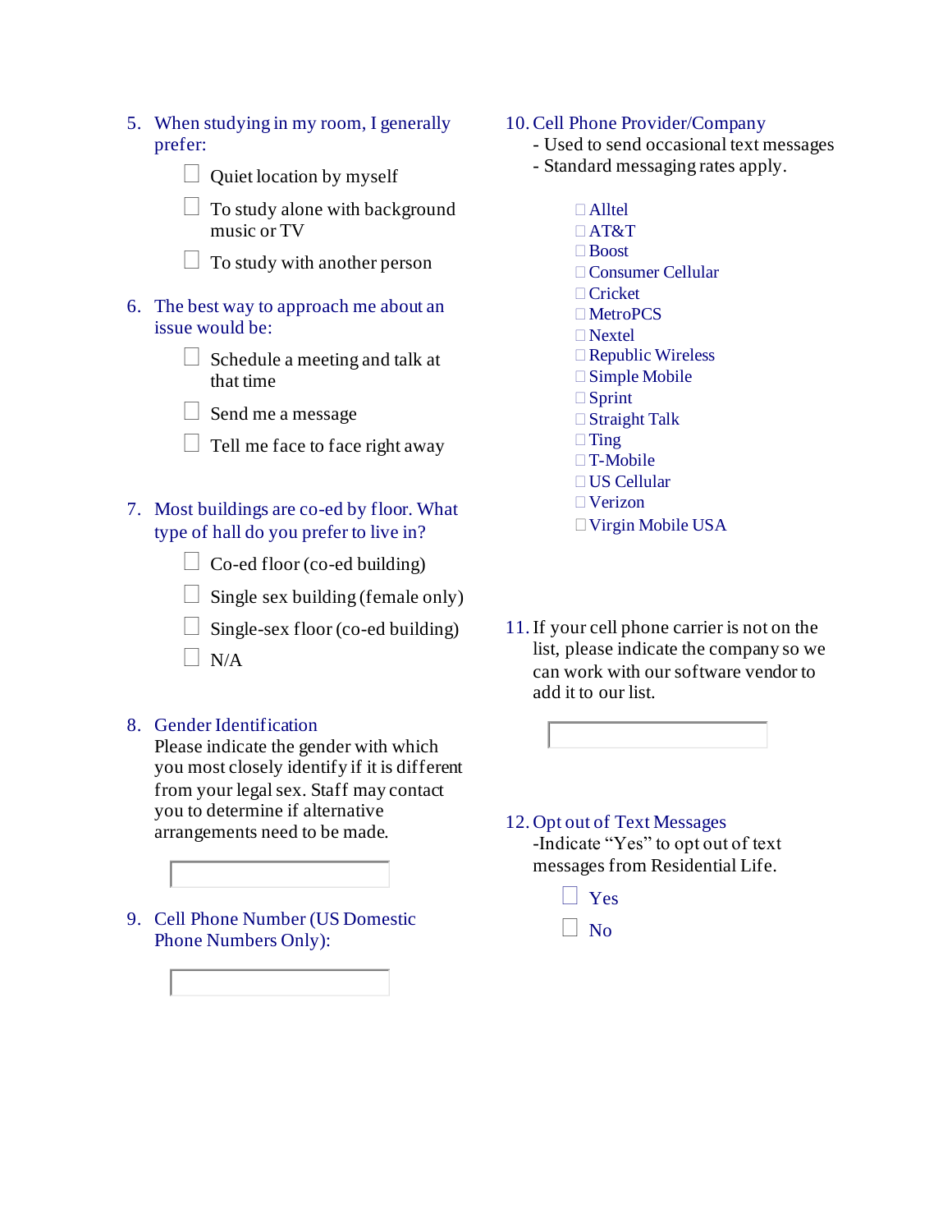5. When studying in my room, I generally prefer:

   - ☐ Quiet location by myself
   - ☐ To study alone with background music or TV
   - ☐ To study with another person

6. The best way to approach me about an issue would be:

   - ☐ Schedule a meeting and talk at that time
   - ☐ Send me a message
   - ☐ Tell me face to face right away

7. Most buildings are co-ed by floor. What type of hall do you prefer to live in?

   - ☐ Co-ed floor (co-ed building)
   - ☐ Single sex building (female only)
   - ☐ Single-sex floor (co-ed building)
   - ☐ N/A

8. Gender Identification
   Please indicate the gender with which you most closely identify if it is different from your legal sex. Staff may contact you to determine if alternative arrangements need to be made.

   ______________________

9. Cell Phone Number (US Domestic Phone Numbers Only):

   ______________________

10. Cell Phone Provider/Company
    - Used to send occasional text messages
    - Standard messaging rates apply.

    - ☐ Alltel
    - ☐ AT&T
    - ☐ Boost
    - ☐ Consumer Cellular
    - ☐ Cricket
    - ☐ MetroPCS
    - ☐ Nextel
    - ☐ Republic Wireless
    - ☐ Simple Mobile
    - ☐ Sprint
    - ☐ Straight Talk
    - ☐ Ting
    - ☐ T-Mobile
    - ☐ US Cellular
    - ☐ Verizon
    - ☐ Virgin Mobile USA

11. If your cell phone carrier is not on the list, please indicate the company so we can work with our software vendor to add it to our list.

    ______________________

12. Opt out of Text Messages
    -Indicate "Yes" to opt out of text messages from Residential Life.

    - ☐ Yes
    - ☐ No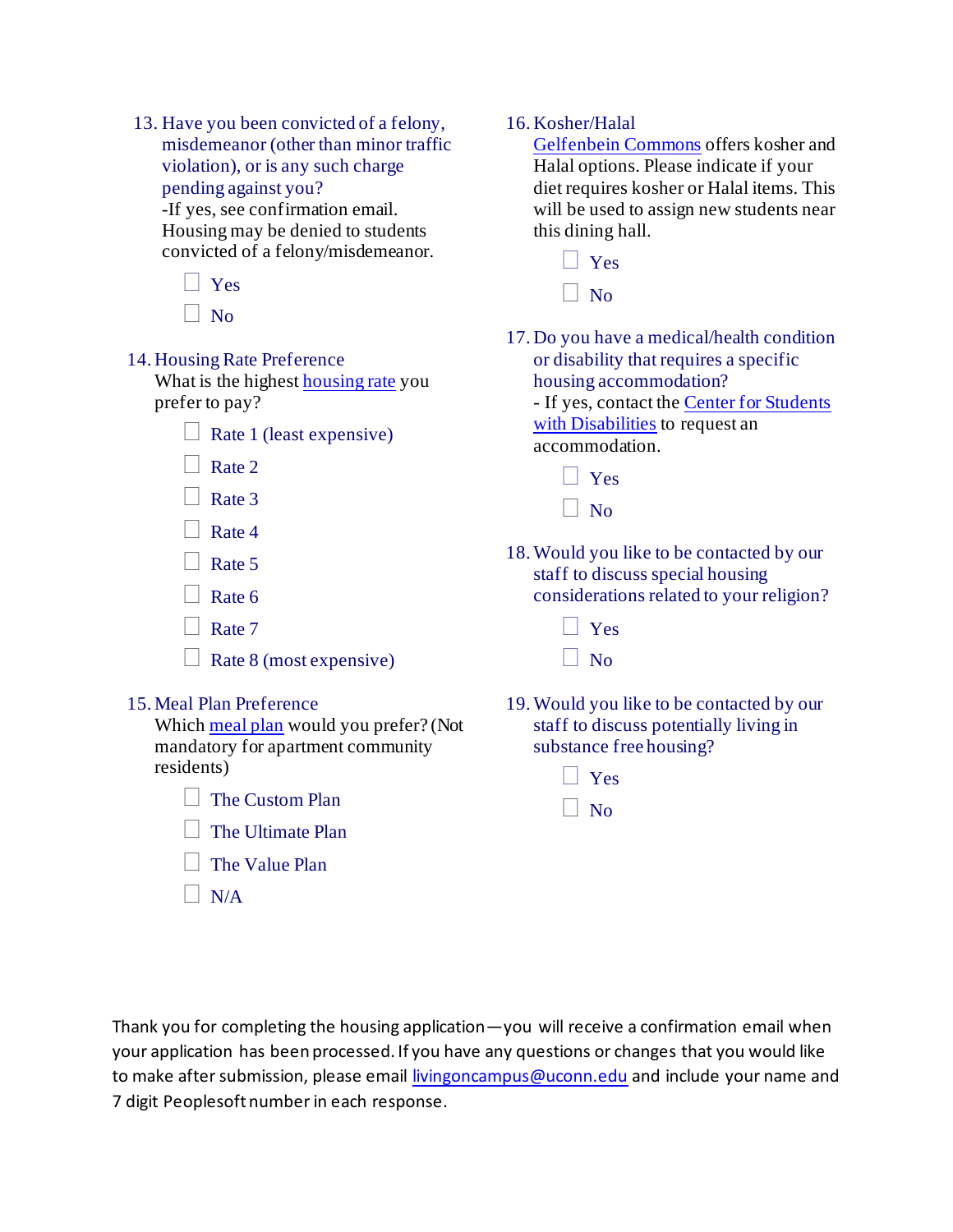13. Have you been convicted of a felony, misdemeanor (other than minor traffic violation), or is any such charge pending against you?
    -If yes, see confirmation email. Housing may be denied to students convicted of a felony/misdemeanor.
    - ☐ Yes
    - ☐ No

14. Housing Rate Preference
    What is the highest housing rate you prefer to pay?
    - ☐ Rate 1 (least expensive)
    - ☐ Rate 2
    - ☐ Rate 3
    - ☐ Rate 4
    - ☐ Rate 5
    - ☐ Rate 6
    - ☐ Rate 7
    - ☐ Rate 8 (most expensive)

15. Meal Plan Preference
    Which meal plan would you prefer? (Not mandatory for apartment community residents)
    - ☐ The Custom Plan
    - ☐ The Ultimate Plan
    - ☐ The Value Plan
    - ☐ N/A

16. Kosher/Halal
    Gelfenbein Commons offers kosher and Halal options. Please indicate if your diet requires kosher or Halal items. This will be used to assign new students near this dining hall.
    - ☐ Yes
    - ☐ No

17. Do you have a medical/health condition or disability that requires a specific housing accommodation?
    - If yes, contact the Center for Students with Disabilities to request an accommodation.
    - ☐ Yes
    - ☐ No

18. Would you like to be contacted by our staff to discuss special housing considerations related to your religion?
    - ☐ Yes
    - ☐ No

19. Would you like to be contacted by our staff to discuss potentially living in substance free housing?
    - ☐ Yes
    - ☐ No

Thank you for completing the housing application—you will receive a confirmation email when your application has been processed. If you have any questions or changes that you would like to make after submission, please email livingoncampus@uconn.edu and include your name and 7 digit Peoplesoft number in each response.